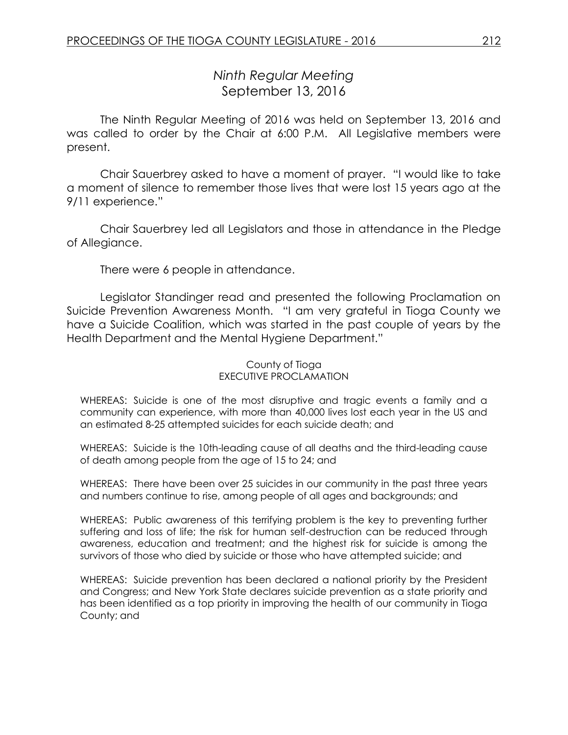# *Ninth Regular Meeting*
## September 13, 2016

The Ninth Regular Meeting of 2016 was held on September 13, 2016 and was called to order by the Chair at 6:00 P.M. All Legislative members were present.

Chair Sauerbrey asked to have a moment of prayer. "I would like to take a moment of silence to remember those lives that were lost 15 years ago at the 9/11 experience."

Chair Sauerbrey led all Legislators and those in attendance in the Pledge of Allegiance.

There were 6 people in attendance.

Legislator Standinger read and presented the following Proclamation on Suicide Prevention Awareness Month. "I am very grateful in Tioga County we have a Suicide Coalition, which was started in the past couple of years by the Health Department and the Mental Hygiene Department."

County of Tioga
EXECUTIVE PROCLAMATION

WHEREAS: Suicide is one of the most disruptive and tragic events a family and a community can experience, with more than 40,000 lives lost each year in the US and an estimated 8-25 attempted suicides for each suicide death; and

WHEREAS: Suicide is the 10th-leading cause of all deaths and the third-leading cause of death among people from the age of 15 to 24; and

WHEREAS: There have been over 25 suicides in our community in the past three years and numbers continue to rise, among people of all ages and backgrounds; and

WHEREAS: Public awareness of this terrifying problem is the key to preventing further suffering and loss of life; the risk for human self-destruction can be reduced through awareness, education and treatment; and the highest risk for suicide is among the survivors of those who died by suicide or those who have attempted suicide; and

WHEREAS: Suicide prevention has been declared a national priority by the President and Congress; and New York State declares suicide prevention as a state priority and has been identified as a top priority in improving the health of our community in Tioga County; and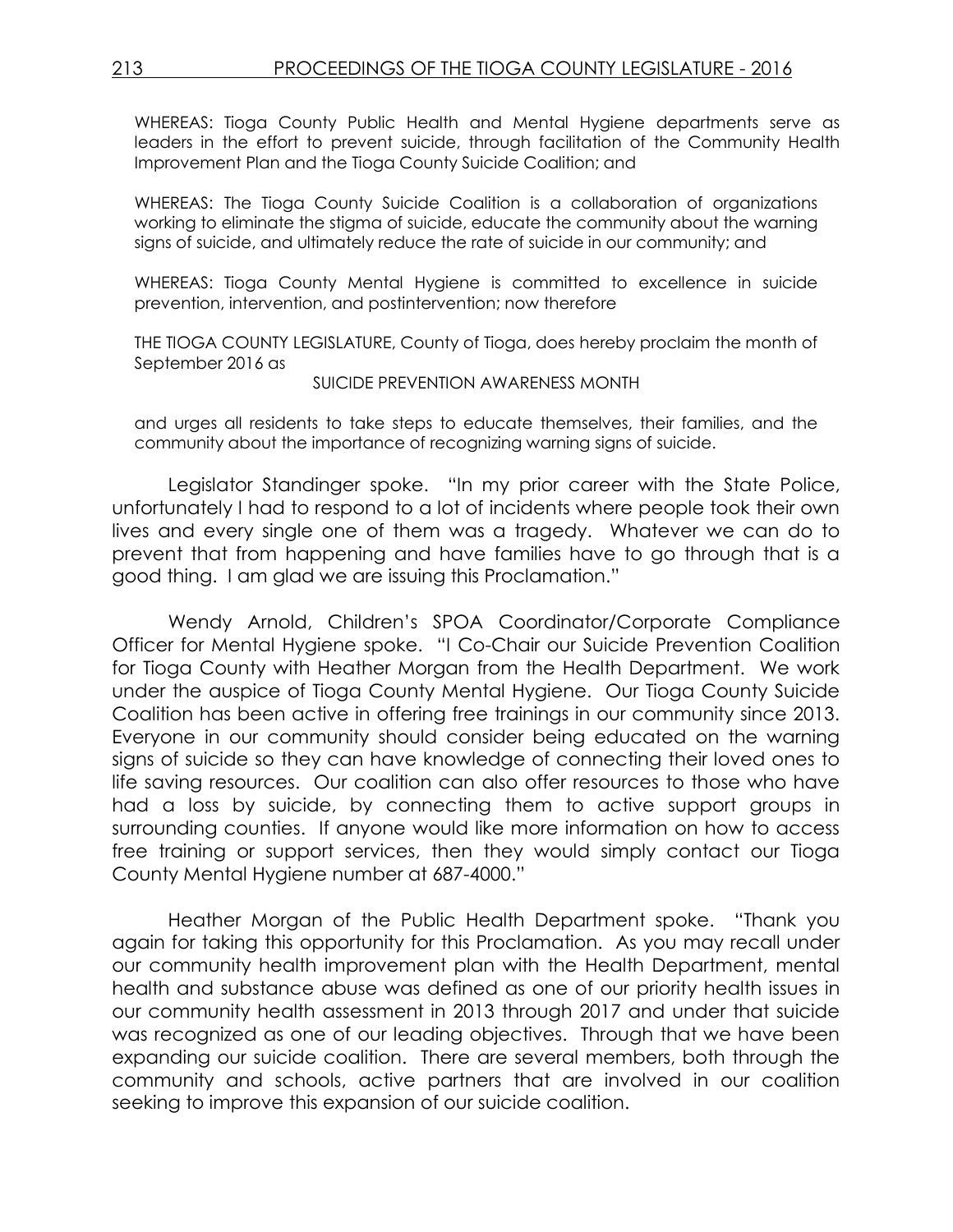WHEREAS: Tioga County Public Health and Mental Hygiene departments serve as leaders in the effort to prevent suicide, through facilitation of the Community Health Improvement Plan and the Tioga County Suicide Coalition; and

WHEREAS: The Tioga County Suicide Coalition is a collaboration of organizations working to eliminate the stigma of suicide, educate the community about the warning signs of suicide, and ultimately reduce the rate of suicide in our community; and

WHEREAS: Tioga County Mental Hygiene is committed to excellence in suicide prevention, intervention, and postintervention; now therefore

THE TIOGA COUNTY LEGISLATURE, County of Tioga, does hereby proclaim the month of September 2016 as

SUICIDE PREVENTION AWARENESS MONTH

and urges all residents to take steps to educate themselves, their families, and the community about the importance of recognizing warning signs of suicide.

Legislator Standinger spoke. "In my prior career with the State Police, unfortunately I had to respond to a lot of incidents where people took their own lives and every single one of them was a tragedy. Whatever we can do to prevent that from happening and have families have to go through that is a good thing. I am glad we are issuing this Proclamation."

Wendy Arnold, Children's SPOA Coordinator/Corporate Compliance Officer for Mental Hygiene spoke. "I Co-Chair our Suicide Prevention Coalition for Tioga County with Heather Morgan from the Health Department. We work under the auspice of Tioga County Mental Hygiene. Our Tioga County Suicide Coalition has been active in offering free trainings in our community since 2013. Everyone in our community should consider being educated on the warning signs of suicide so they can have knowledge of connecting their loved ones to life saving resources. Our coalition can also offer resources to those who have had a loss by suicide, by connecting them to active support groups in surrounding counties. If anyone would like more information on how to access free training or support services, then they would simply contact our Tioga County Mental Hygiene number at 687-4000."

Heather Morgan of the Public Health Department spoke. "Thank you again for taking this opportunity for this Proclamation. As you may recall under our community health improvement plan with the Health Department, mental health and substance abuse was defined as one of our priority health issues in our community health assessment in 2013 through 2017 and under that suicide was recognized as one of our leading objectives. Through that we have been expanding our suicide coalition. There are several members, both through the community and schools, active partners that are involved in our coalition seeking to improve this expansion of our suicide coalition.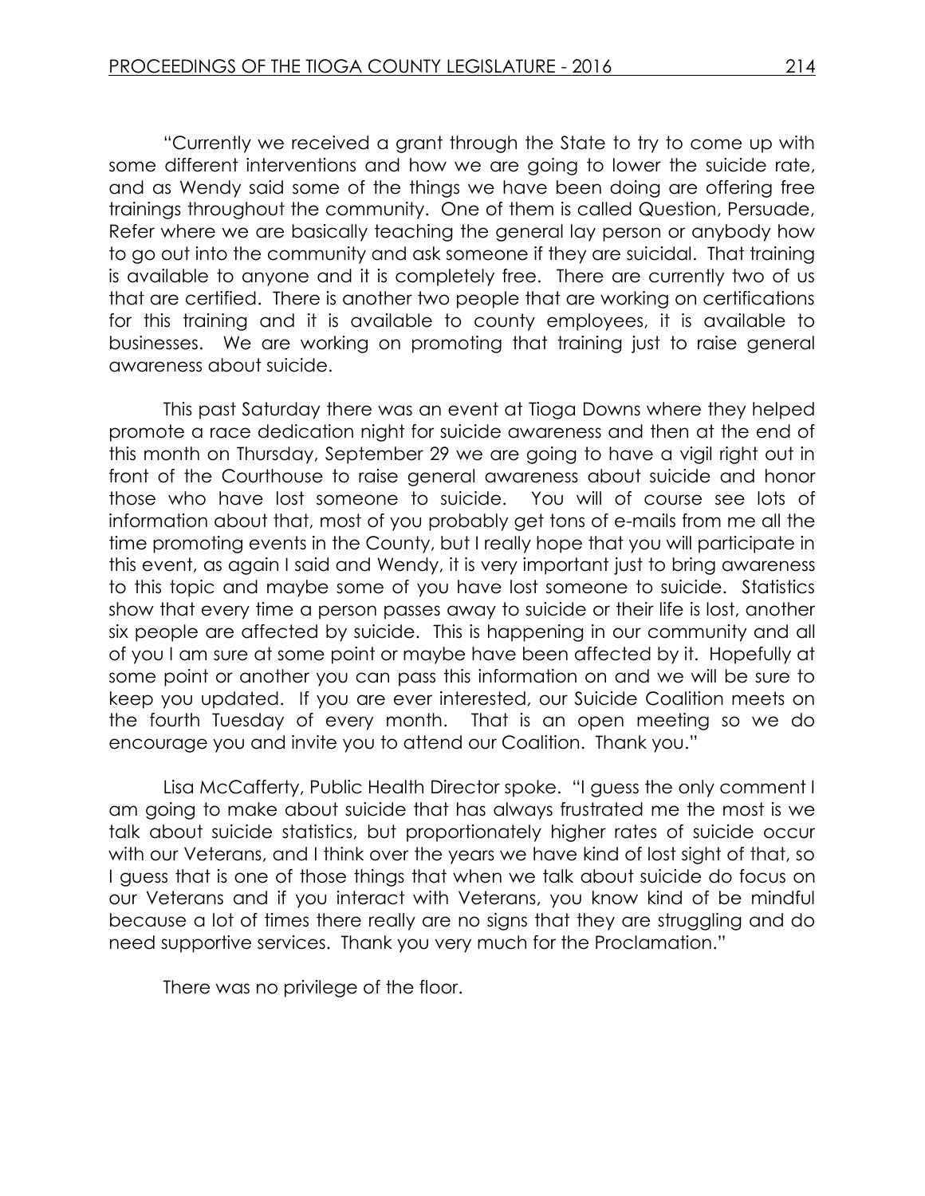"Currently we received a grant through the State to try to come up with some different interventions and how we are going to lower the suicide rate, and as Wendy said some of the things we have been doing are offering free trainings throughout the community. One of them is called Question, Persuade, Refer where we are basically teaching the general lay person or anybody how to go out into the community and ask someone if they are suicidal. That training is available to anyone and it is completely free. There are currently two of us that are certified. There is another two people that are working on certifications for this training and it is available to county employees, it is available to businesses. We are working on promoting that training just to raise general awareness about suicide.

This past Saturday there was an event at Tioga Downs where they helped promote a race dedication night for suicide awareness and then at the end of this month on Thursday, September 29 we are going to have a vigil right out in front of the Courthouse to raise general awareness about suicide and honor those who have lost someone to suicide. You will of course see lots of information about that, most of you probably get tons of e-mails from me all the time promoting events in the County, but I really hope that you will participate in this event, as again I said and Wendy, it is very important just to bring awareness to this topic and maybe some of you have lost someone to suicide. Statistics show that every time a person passes away to suicide or their life is lost, another six people are affected by suicide. This is happening in our community and all of you I am sure at some point or maybe have been affected by it. Hopefully at some point or another you can pass this information on and we will be sure to keep you updated. If you are ever interested, our Suicide Coalition meets on the fourth Tuesday of every month. That is an open meeting so we do encourage you and invite you to attend our Coalition. Thank you."

Lisa McCafferty, Public Health Director spoke. "I guess the only comment I am going to make about suicide that has always frustrated me the most is we talk about suicide statistics, but proportionately higher rates of suicide occur with our Veterans, and I think over the years we have kind of lost sight of that, so I guess that is one of those things that when we talk about suicide do focus on our Veterans and if you interact with Veterans, you know kind of be mindful because a lot of times there really are no signs that they are struggling and do need supportive services. Thank you very much for the Proclamation."

There was no privilege of the floor.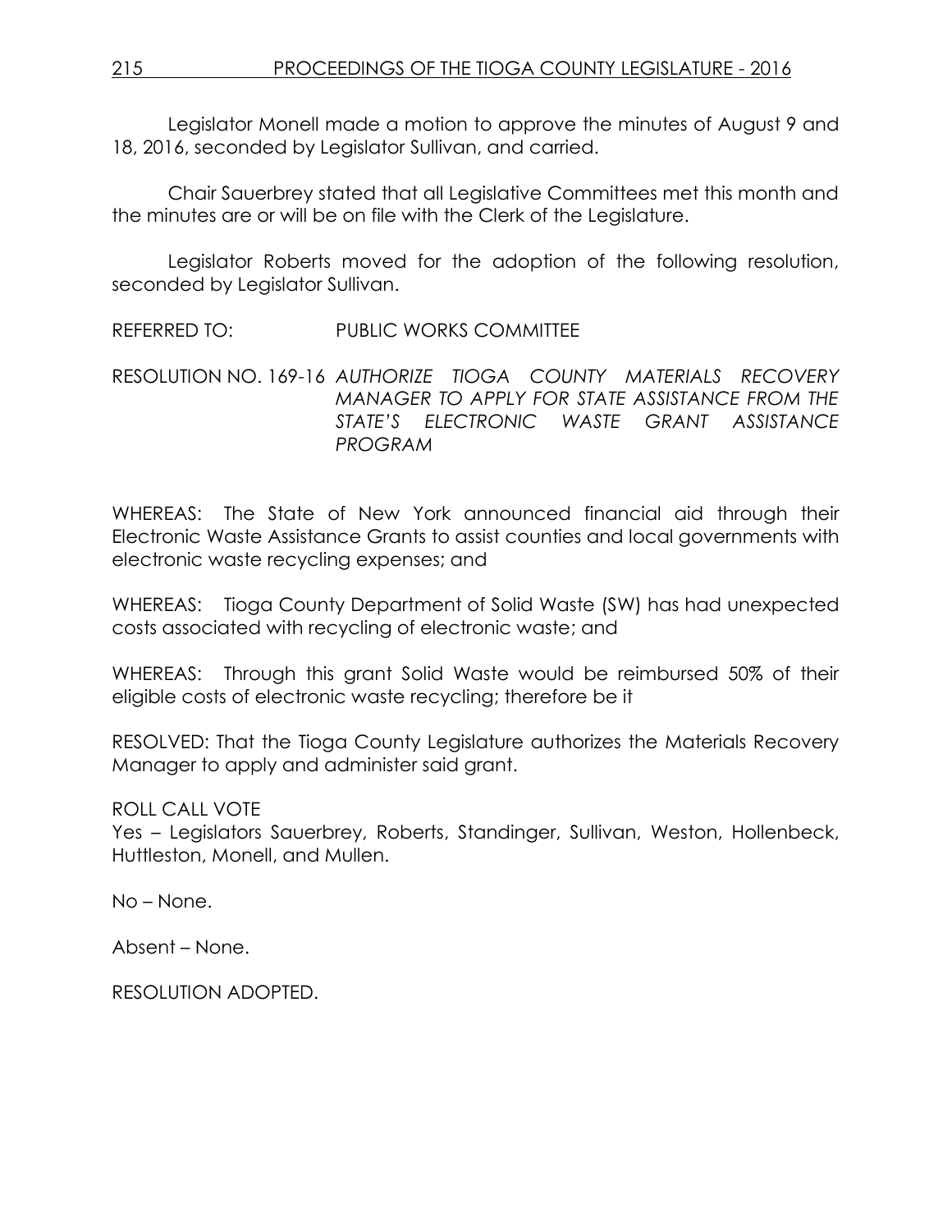Legislator Monell made a motion to approve the minutes of August 9 and 18, 2016, seconded by Legislator Sullivan, and carried.

Chair Sauerbrey stated that all Legislative Committees met this month and the minutes are or will be on file with the Clerk of the Legislature.

Legislator Roberts moved for the adoption of the following resolution, seconded by Legislator Sullivan.

REFERRED TO: PUBLIC WORKS COMMITTEE

RESOLUTION NO. 169-16 *AUTHORIZE TIOGA COUNTY MATERIALS RECOVERY MANAGER TO APPLY FOR STATE ASSISTANCE FROM THE STATE'S ELECTRONIC WASTE GRANT ASSISTANCE PROGRAM*

WHEREAS: The State of New York announced financial aid through their Electronic Waste Assistance Grants to assist counties and local governments with electronic waste recycling expenses; and

WHEREAS: Tioga County Department of Solid Waste (SW) has had unexpected costs associated with recycling of electronic waste; and

WHEREAS: Through this grant Solid Waste would be reimbursed 50% of their eligible costs of electronic waste recycling; therefore be it

RESOLVED: That the Tioga County Legislature authorizes the Materials Recovery Manager to apply and administer said grant.

ROLL CALL VOTE
Yes – Legislators Sauerbrey, Roberts, Standinger, Sullivan, Weston, Hollenbeck, Huttleston, Monell, and Mullen.

No – None.

Absent – None.

RESOLUTION ADOPTED.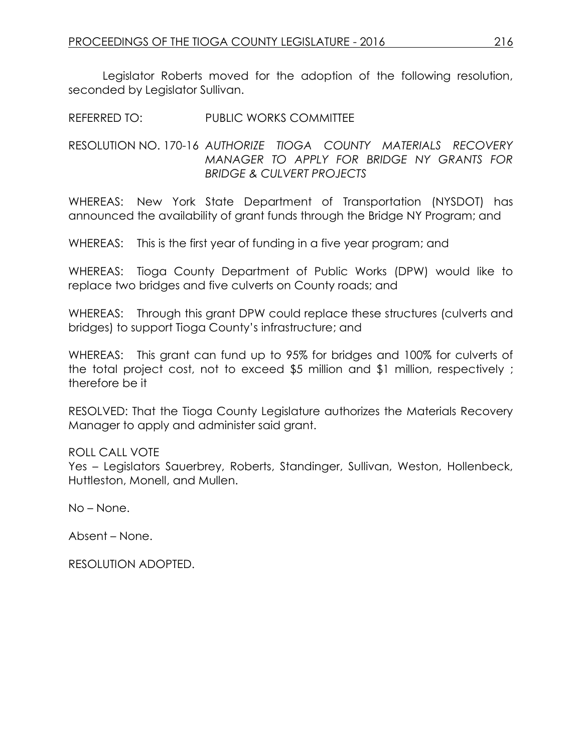Legislator Roberts moved for the adoption of the following resolution, seconded by Legislator Sullivan.

REFERRED TO: PUBLIC WORKS COMMITTEE

RESOLUTION NO. 170-16 *AUTHORIZE TIOGA COUNTY MATERIALS RECOVERY MANAGER TO APPLY FOR BRIDGE NY GRANTS FOR BRIDGE & CULVERT PROJECTS*

WHEREAS: New York State Department of Transportation (NYSDOT) has announced the availability of grant funds through the Bridge NY Program; and

WHEREAS: This is the first year of funding in a five year program; and

WHEREAS: Tioga County Department of Public Works (DPW) would like to replace two bridges and five culverts on County roads; and

WHEREAS: Through this grant DPW could replace these structures (culverts and bridges) to support Tioga County's infrastructure; and

WHEREAS: This grant can fund up to 95% for bridges and 100% for culverts of the total project cost, not to exceed $5 million and $1 million, respectively ; therefore be it

RESOLVED: That the Tioga County Legislature authorizes the Materials Recovery Manager to apply and administer said grant.

ROLL CALL VOTE
Yes – Legislators Sauerbrey, Roberts, Standinger, Sullivan, Weston, Hollenbeck, Huttleston, Monell, and Mullen.

No – None.

Absent – None.

RESOLUTION ADOPTED.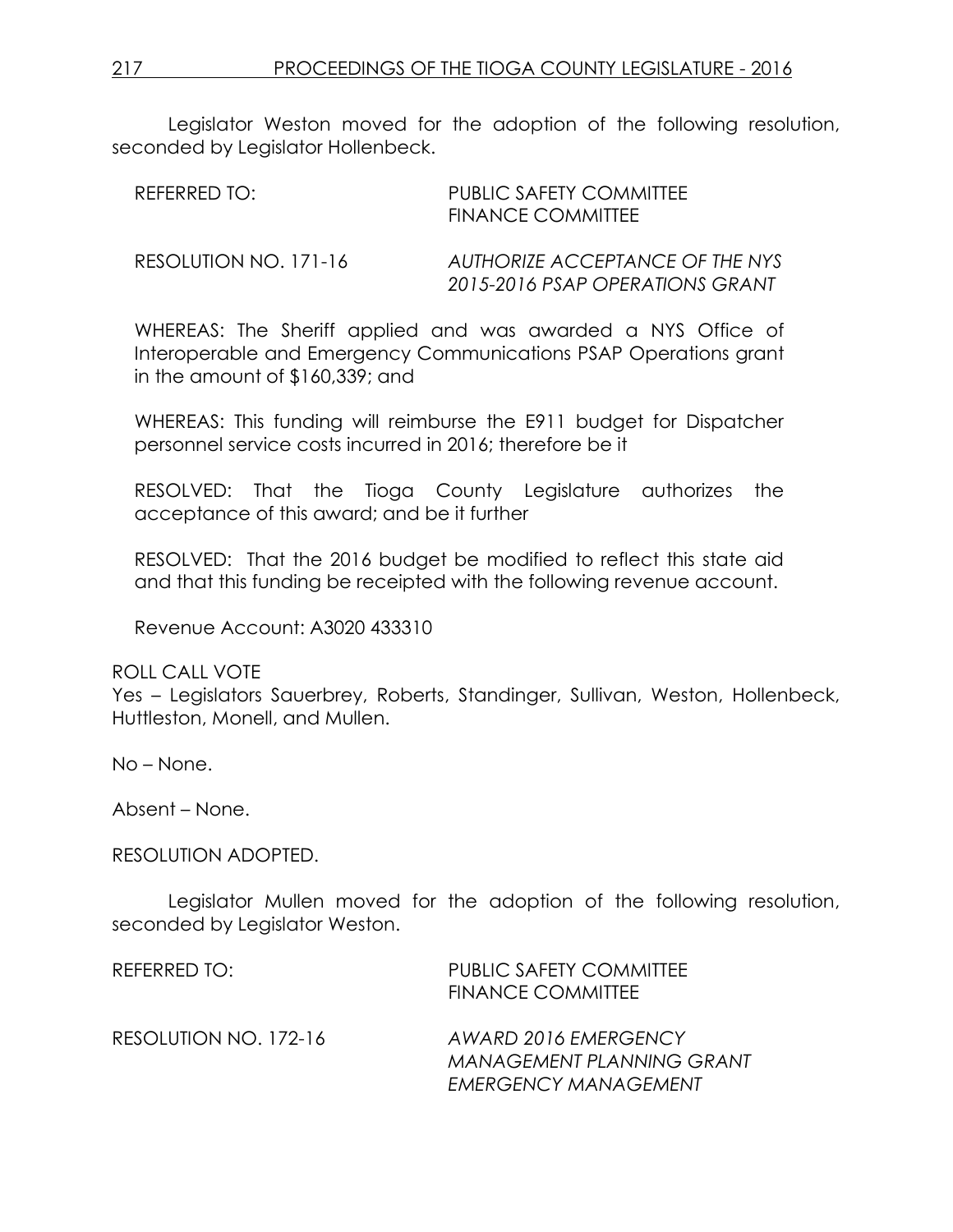Legislator Weston moved for the adoption of the following resolution, seconded by Legislator Hollenbeck.

REFERRED TO: PUBLIC SAFETY COMMITTEE
FINANCE COMMITTEE

RESOLUTION NO. 171-16 *AUTHORIZE ACCEPTANCE OF THE NYS 2015-2016 PSAP OPERATIONS GRANT*

WHEREAS: The Sheriff applied and was awarded a NYS Office of Interoperable and Emergency Communications PSAP Operations grant in the amount of $160,339; and

WHEREAS: This funding will reimburse the E911 budget for Dispatcher personnel service costs incurred in 2016; therefore be it

RESOLVED: That the Tioga County Legislature authorizes the acceptance of this award; and be it further

RESOLVED: That the 2016 budget be modified to reflect this state aid and that this funding be receipted with the following revenue account.

Revenue Account: A3020 433310

ROLL CALL VOTE
Yes – Legislators Sauerbrey, Roberts, Standinger, Sullivan, Weston, Hollenbeck, Huttleston, Monell, and Mullen.

No – None.

Absent – None.

RESOLUTION ADOPTED.

Legislator Mullen moved for the adoption of the following resolution, seconded by Legislator Weston.

REFERRED TO: PUBLIC SAFETY COMMITTEE
FINANCE COMMITTEE

RESOLUTION NO. 172-16 *AWARD 2016 EMERGENCY MANAGEMENT PLANNING GRANT EMERGENCY MANAGEMENT*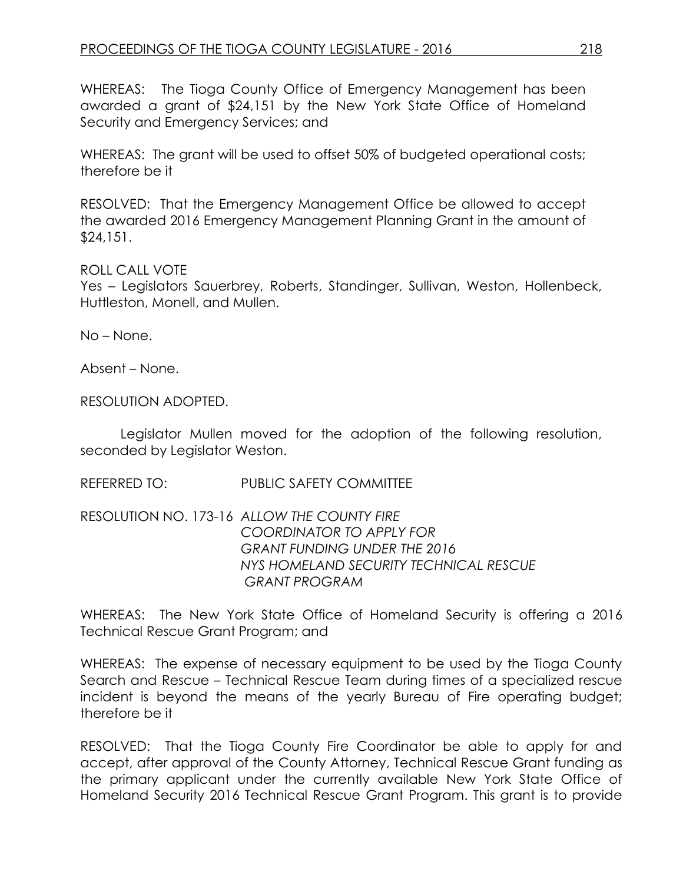WHEREAS: The Tioga County Office of Emergency Management has been awarded a grant of $24,151 by the New York State Office of Homeland Security and Emergency Services; and

WHEREAS: The grant will be used to offset 50% of budgeted operational costs; therefore be it

RESOLVED: That the Emergency Management Office be allowed to accept the awarded 2016 Emergency Management Planning Grant in the amount of $24,151.

ROLL CALL VOTE
Yes – Legislators Sauerbrey, Roberts, Standinger, Sullivan, Weston, Hollenbeck, Huttleston, Monell, and Mullen.

No – None.

Absent – None.

RESOLUTION ADOPTED.

Legislator Mullen moved for the adoption of the following resolution, seconded by Legislator Weston.

REFERRED TO: PUBLIC SAFETY COMMITTEE

RESOLUTION NO. 173-16 *ALLOW THE COUNTY FIRE COORDINATOR TO APPLY FOR GRANT FUNDING UNDER THE 2016 NYS HOMELAND SECURITY TECHNICAL RESCUE GRANT PROGRAM*

WHEREAS: The New York State Office of Homeland Security is offering a 2016 Technical Rescue Grant Program; and

WHEREAS: The expense of necessary equipment to be used by the Tioga County Search and Rescue – Technical Rescue Team during times of a specialized rescue incident is beyond the means of the yearly Bureau of Fire operating budget; therefore be it

RESOLVED: That the Tioga County Fire Coordinator be able to apply for and accept, after approval of the County Attorney, Technical Rescue Grant funding as the primary applicant under the currently available New York State Office of Homeland Security 2016 Technical Rescue Grant Program. This grant is to provide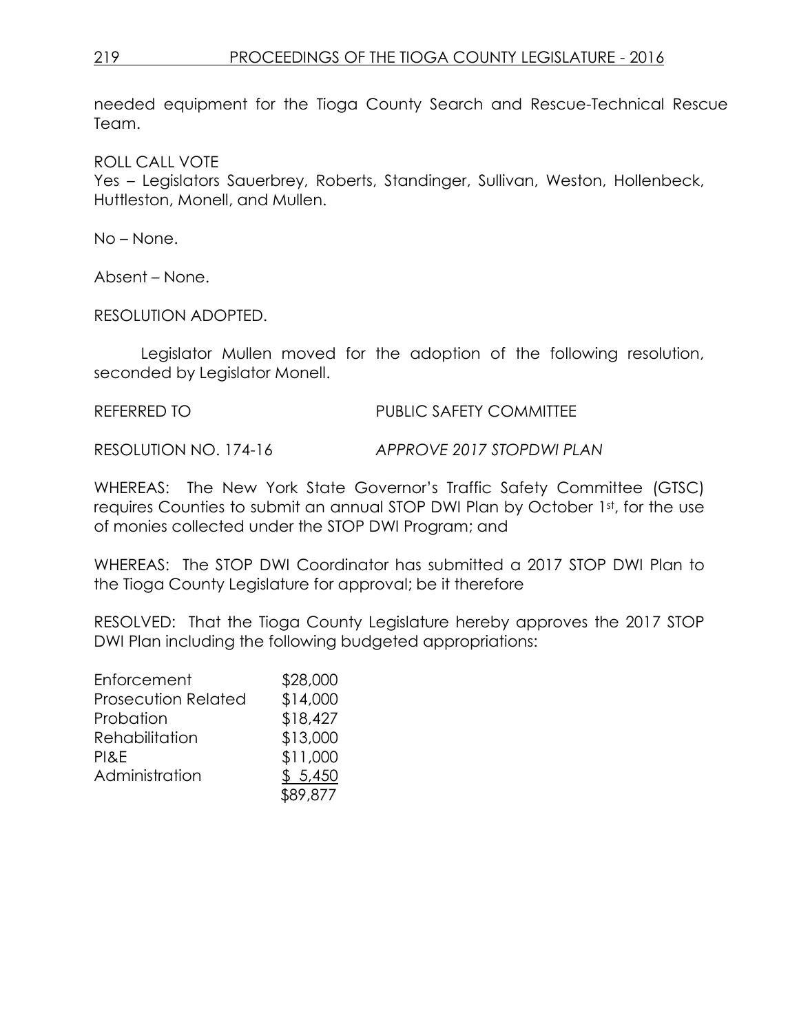needed equipment for the Tioga County Search and Rescue-Technical Rescue Team.

ROLL CALL VOTE
Yes – Legislators Sauerbrey, Roberts, Standinger, Sullivan, Weston, Hollenbeck, Huttleston, Monell, and Mullen.

No – None.

Absent – None.

RESOLUTION ADOPTED.

Legislator Mullen moved for the adoption of the following resolution, seconded by Legislator Monell.

REFERRED TO PUBLIC SAFETY COMMITTEE

RESOLUTION NO. 174-16 *APPROVE 2017 STOPDWI PLAN*

WHEREAS: The New York State Governor's Traffic Safety Committee (GTSC) requires Counties to submit an annual STOP DWI Plan by October 1st, for the use of monies collected under the STOP DWI Program; and

WHEREAS: The STOP DWI Coordinator has submitted a 2017 STOP DWI Plan to the Tioga County Legislature for approval; be it therefore

RESOLVED: That the Tioga County Legislature hereby approves the 2017 STOP DWI Plan including the following budgeted appropriations:

| | |
|---|---|
| Enforcement | $28,000 |
| Prosecution Related | $14,000 |
| Probation | $18,427 |
| Rehabilitation | $13,000 |
| PI&E | $11,000 |
| Administration | $ 5,450 |
| | $89,877 |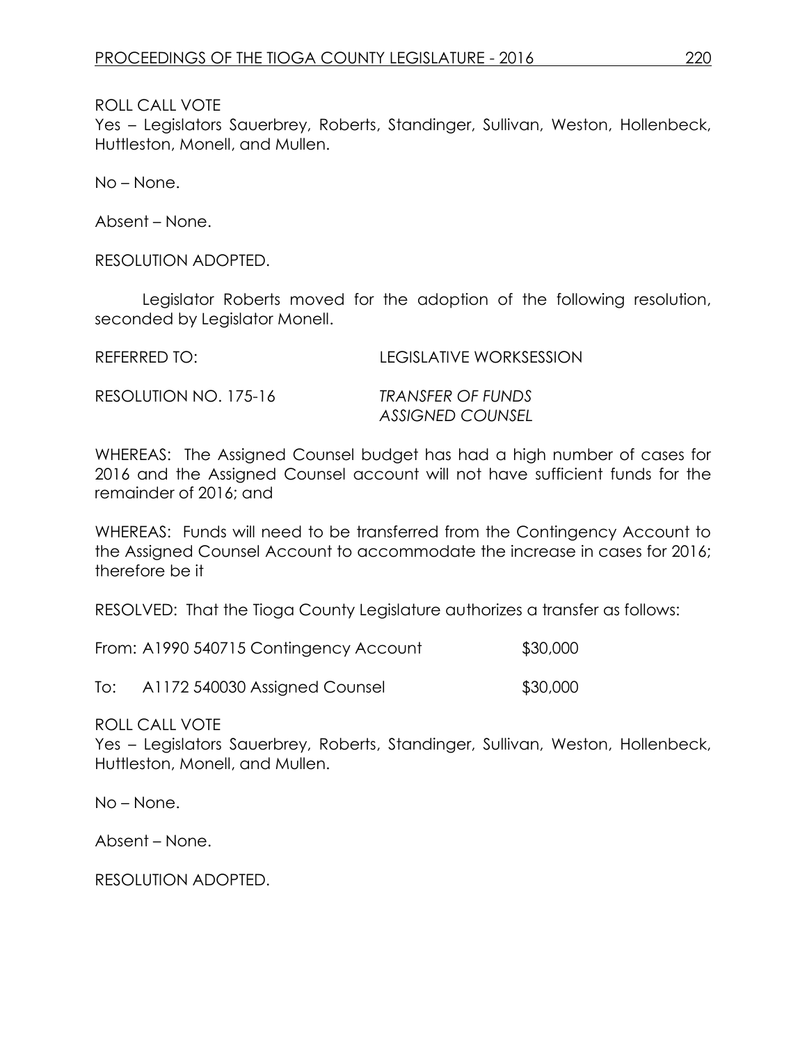ROLL CALL VOTE
Yes – Legislators Sauerbrey, Roberts, Standinger, Sullivan, Weston, Hollenbeck, Huttleston, Monell, and Mullen.

No – None.

Absent – None.

RESOLUTION ADOPTED.

Legislator Roberts moved for the adoption of the following resolution, seconded by Legislator Monell.

REFERRED TO: LEGISLATIVE WORKSESSION

RESOLUTION NO. 175-16 *TRANSFER OF FUNDS ASSIGNED COUNSEL*

WHEREAS: The Assigned Counsel budget has had a high number of cases for 2016 and the Assigned Counsel account will not have sufficient funds for the remainder of 2016; and

WHEREAS: Funds will need to be transferred from the Contingency Account to the Assigned Counsel Account to accommodate the increase in cases for 2016; therefore be it

RESOLVED: That the Tioga County Legislature authorizes a transfer as follows:

From: A1990 540715 Contingency Account $30,000

To: A1172 540030 Assigned Counsel $30,000

ROLL CALL VOTE
Yes – Legislators Sauerbrey, Roberts, Standinger, Sullivan, Weston, Hollenbeck, Huttleston, Monell, and Mullen.

No – None.

Absent – None.

RESOLUTION ADOPTED.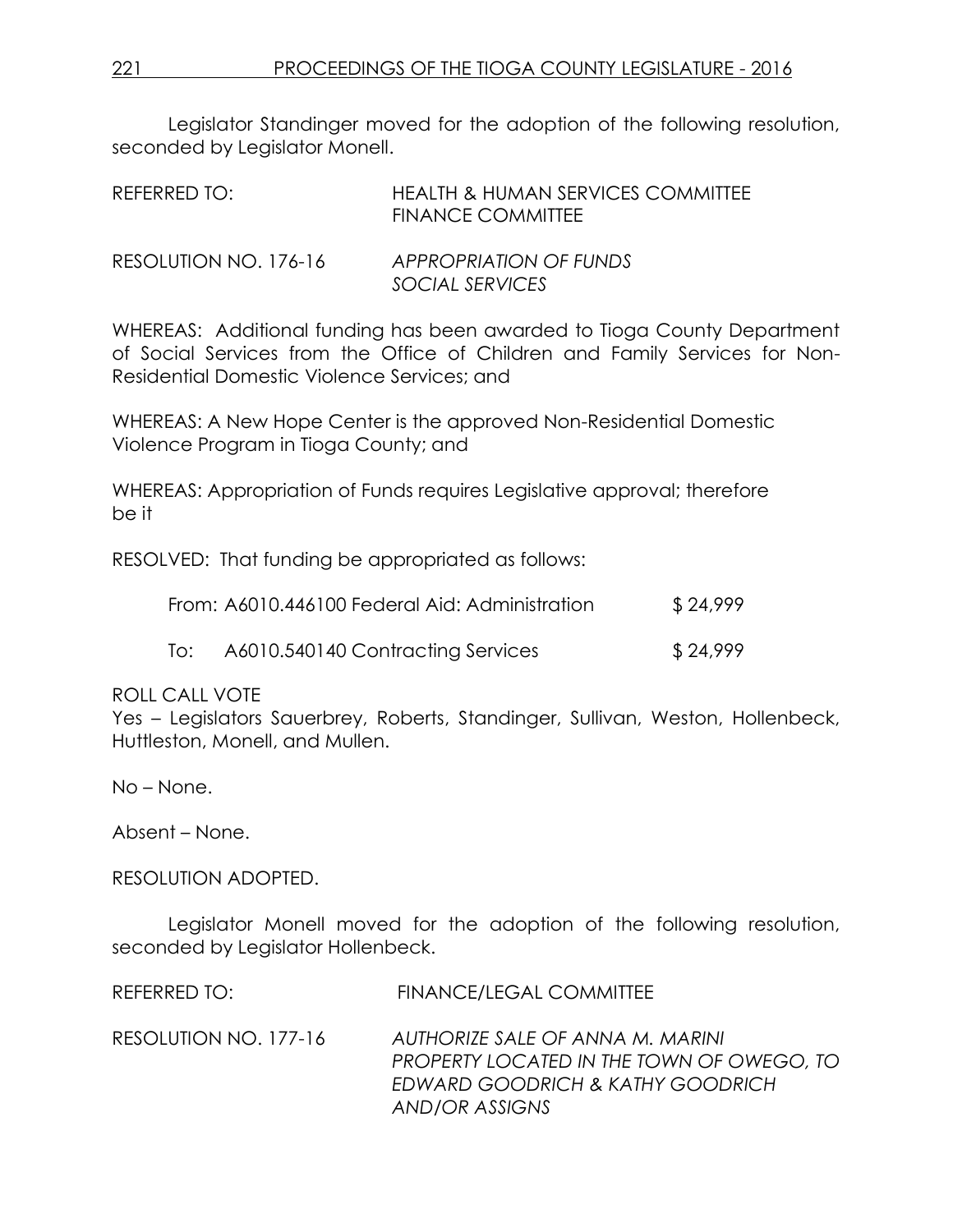Legislator Standinger moved for the adoption of the following resolution, seconded by Legislator Monell.

REFERRED TO: HEALTH & HUMAN SERVICES COMMITTEE
FINANCE COMMITTEE

RESOLUTION NO. 176-16 *APPROPRIATION OF FUNDS SOCIAL SERVICES*

WHEREAS: Additional funding has been awarded to Tioga County Department of Social Services from the Office of Children and Family Services for Non-Residential Domestic Violence Services; and

WHEREAS: A New Hope Center is the approved Non-Residential Domestic Violence Program in Tioga County; and

WHEREAS: Appropriation of Funds requires Legislative approval; therefore be it

RESOLVED: That funding be appropriated as follows:

From: A6010.446100 Federal Aid: Administration $ 24,999

To: A6010.540140 Contracting Services $ 24,999

ROLL CALL VOTE
Yes – Legislators Sauerbrey, Roberts, Standinger, Sullivan, Weston, Hollenbeck, Huttleston, Monell, and Mullen.

No – None.

Absent – None.

RESOLUTION ADOPTED.

Legislator Monell moved for the adoption of the following resolution, seconded by Legislator Hollenbeck.

REFERRED TO: FINANCE/LEGAL COMMITTEE

RESOLUTION NO. 177-16 *AUTHORIZE SALE OF ANNA M. MARINI PROPERTY LOCATED IN THE TOWN OF OWEGO, TO EDWARD GOODRICH & KATHY GOODRICH AND/OR ASSIGNS*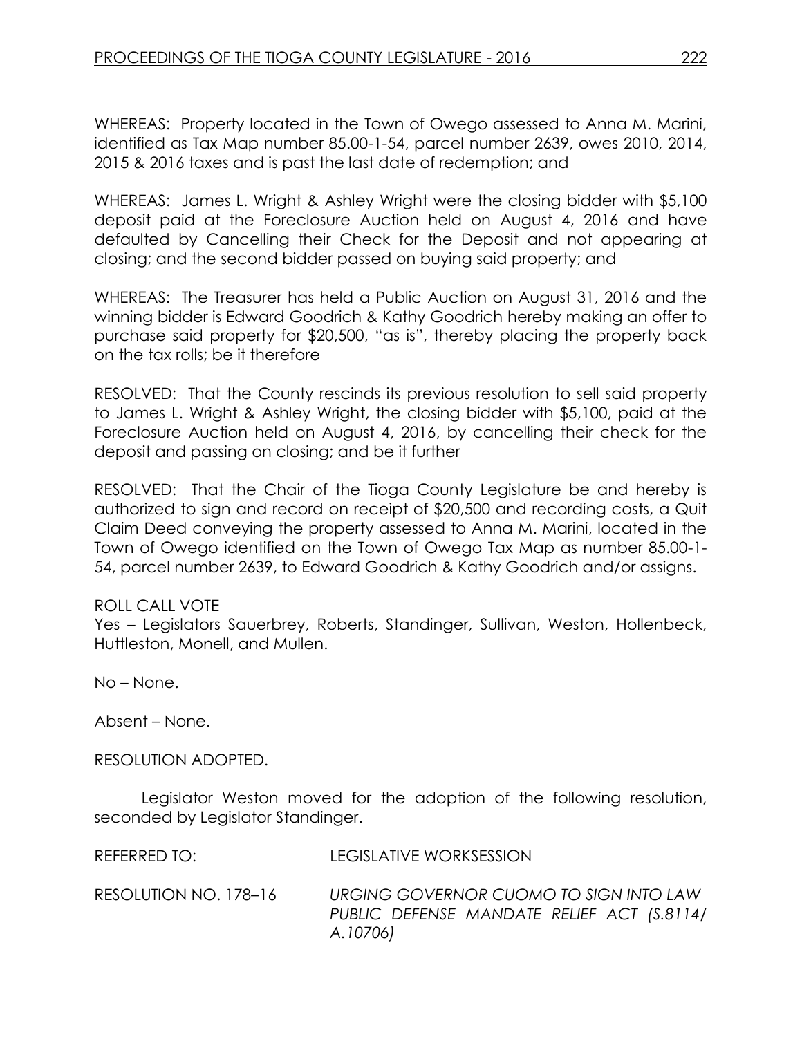WHEREAS: Property located in the Town of Owego assessed to Anna M. Marini, identified as Tax Map number 85.00-1-54, parcel number 2639, owes 2010, 2014, 2015 & 2016 taxes and is past the last date of redemption; and

WHEREAS: James L. Wright & Ashley Wright were the closing bidder with $5,100 deposit paid at the Foreclosure Auction held on August 4, 2016 and have defaulted by Cancelling their Check for the Deposit and not appearing at closing; and the second bidder passed on buying said property; and

WHEREAS: The Treasurer has held a Public Auction on August 31, 2016 and the winning bidder is Edward Goodrich & Kathy Goodrich hereby making an offer to purchase said property for $20,500, "as is", thereby placing the property back on the tax rolls; be it therefore

RESOLVED: That the County rescinds its previous resolution to sell said property to James L. Wright & Ashley Wright, the closing bidder with $5,100, paid at the Foreclosure Auction held on August 4, 2016, by cancelling their check for the deposit and passing on closing; and be it further

RESOLVED: That the Chair of the Tioga County Legislature be and hereby is authorized to sign and record on receipt of $20,500 and recording costs, a Quit Claim Deed conveying the property assessed to Anna M. Marini, located in the Town of Owego identified on the Town of Owego Tax Map as number 85.00-1-54, parcel number 2639, to Edward Goodrich & Kathy Goodrich and/or assigns.

ROLL CALL VOTE
Yes – Legislators Sauerbrey, Roberts, Standinger, Sullivan, Weston, Hollenbeck, Huttleston, Monell, and Mullen.

No – None.

Absent – None.

RESOLUTION ADOPTED.

Legislator Weston moved for the adoption of the following resolution, seconded by Legislator Standinger.

REFERRED TO: LEGISLATIVE WORKSESSION

RESOLUTION NO. 178–16 *URGING GOVERNOR CUOMO TO SIGN INTO LAW PUBLIC DEFENSE MANDATE RELIEF ACT (S.8114/ A.10706)*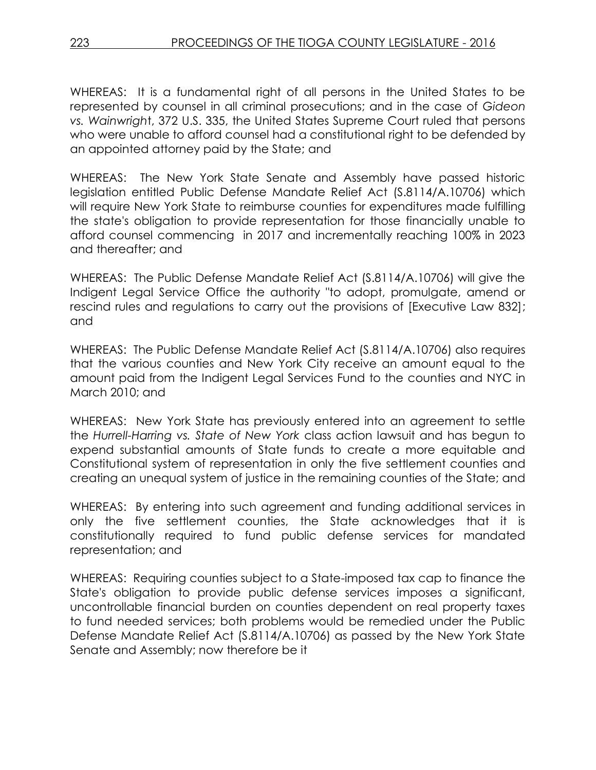WHEREAS: It is a fundamental right of all persons in the United States to be represented by counsel in all criminal prosecutions; and in the case of *Gideon vs. Wainwright*, 372 U.S. 335, the United States Supreme Court ruled that persons who were unable to afford counsel had a constitutional right to be defended by an appointed attorney paid by the State; and

WHEREAS: The New York State Senate and Assembly have passed historic legislation entitled Public Defense Mandate Relief Act (S.8114/A.10706) which will require New York State to reimburse counties for expenditures made fulfilling the state's obligation to provide representation for those financially unable to afford counsel commencing in 2017 and incrementally reaching 100% in 2023 and thereafter; and

WHEREAS: The Public Defense Mandate Relief Act (S.8114/A.10706) will give the Indigent Legal Service Office the authority "to adopt, promulgate, amend or rescind rules and regulations to carry out the provisions of [Executive Law 832]; and

WHEREAS: The Public Defense Mandate Relief Act (S.8114/A.10706) also requires that the various counties and New York City receive an amount equal to the amount paid from the Indigent Legal Services Fund to the counties and NYC in March 2010; and

WHEREAS: New York State has previously entered into an agreement to settle the *Hurrell-Harring vs. State of New York* class action lawsuit and has begun to expend substantial amounts of State funds to create a more equitable and Constitutional system of representation in only the five settlement counties and creating an unequal system of justice in the remaining counties of the State; and

WHEREAS: By entering into such agreement and funding additional services in only the five settlement counties, the State acknowledges that it is constitutionally required to fund public defense services for mandated representation; and

WHEREAS: Requiring counties subject to a State-imposed tax cap to finance the State's obligation to provide public defense services imposes a significant, uncontrollable financial burden on counties dependent on real property taxes to fund needed services; both problems would be remedied under the Public Defense Mandate Relief Act (S.8114/A.10706) as passed by the New York State Senate and Assembly; now therefore be it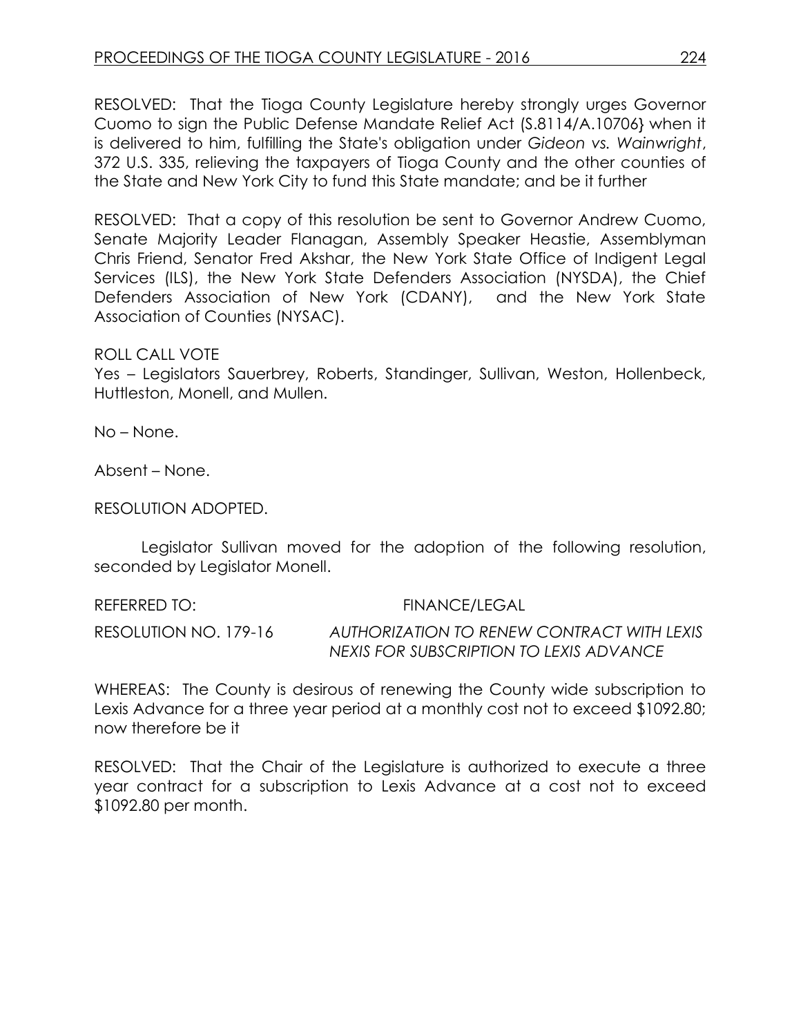RESOLVED: That the Tioga County Legislature hereby strongly urges Governor Cuomo to sign the Public Defense Mandate Relief Act (S.8114/A.10706} when it is delivered to him, fulfilling the State's obligation under *Gideon vs. Wainwright*, 372 U.S. 335, relieving the taxpayers of Tioga County and the other counties of the State and New York City to fund this State mandate; and be it further

RESOLVED: That a copy of this resolution be sent to Governor Andrew Cuomo, Senate Majority Leader Flanagan, Assembly Speaker Heastie, Assemblyman Chris Friend, Senator Fred Akshar, the New York State Office of Indigent Legal Services (ILS), the New York State Defenders Association (NYSDA), the Chief Defenders Association of New York (CDANY), and the New York State Association of Counties (NYSAC).

ROLL CALL VOTE
Yes – Legislators Sauerbrey, Roberts, Standinger, Sullivan, Weston, Hollenbeck, Huttleston, Monell, and Mullen.

No – None.

Absent – None.

RESOLUTION ADOPTED.

Legislator Sullivan moved for the adoption of the following resolution, seconded by Legislator Monell.

REFERRED TO: FINANCE/LEGAL

RESOLUTION NO. 179-16 *AUTHORIZATION TO RENEW CONTRACT WITH LEXIS NEXIS FOR SUBSCRIPTION TO LEXIS ADVANCE*

WHEREAS: The County is desirous of renewing the County wide subscription to Lexis Advance for a three year period at a monthly cost not to exceed $1092.80; now therefore be it

RESOLVED: That the Chair of the Legislature is authorized to execute a three year contract for a subscription to Lexis Advance at a cost not to exceed $1092.80 per month.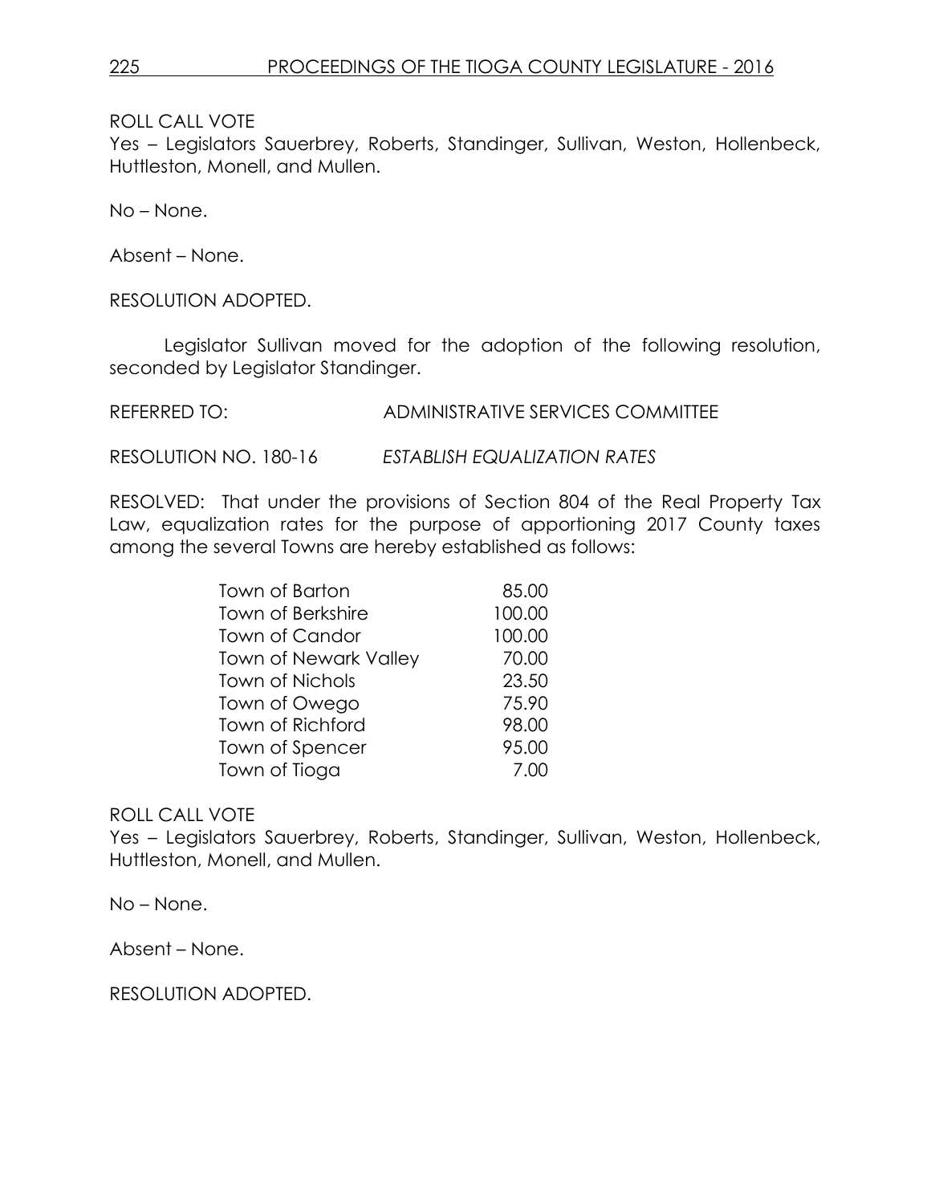ROLL CALL VOTE
Yes – Legislators Sauerbrey, Roberts, Standinger, Sullivan, Weston, Hollenbeck, Huttleston, Monell, and Mullen.

No – None.

Absent – None.

RESOLUTION ADOPTED.

Legislator Sullivan moved for the adoption of the following resolution, seconded by Legislator Standinger.

REFERRED TO: ADMINISTRATIVE SERVICES COMMITTEE

RESOLUTION NO. 180-16 *ESTABLISH EQUALIZATION RATES*

RESOLVED: That under the provisions of Section 804 of the Real Property Tax Law, equalization rates for the purpose of apportioning 2017 County taxes among the several Towns are hereby established as follows:

| | |
|---|---|
| Town of Barton | 85.00 |
| Town of Berkshire | 100.00 |
| Town of Candor | 100.00 |
| Town of Newark Valley | 70.00 |
| Town of Nichols | 23.50 |
| Town of Owego | 75.90 |
| Town of Richford | 98.00 |
| Town of Spencer | 95.00 |
| Town of Tioga | 7.00 |

ROLL CALL VOTE
Yes – Legislators Sauerbrey, Roberts, Standinger, Sullivan, Weston, Hollenbeck, Huttleston, Monell, and Mullen.

No – None.

Absent – None.

RESOLUTION ADOPTED.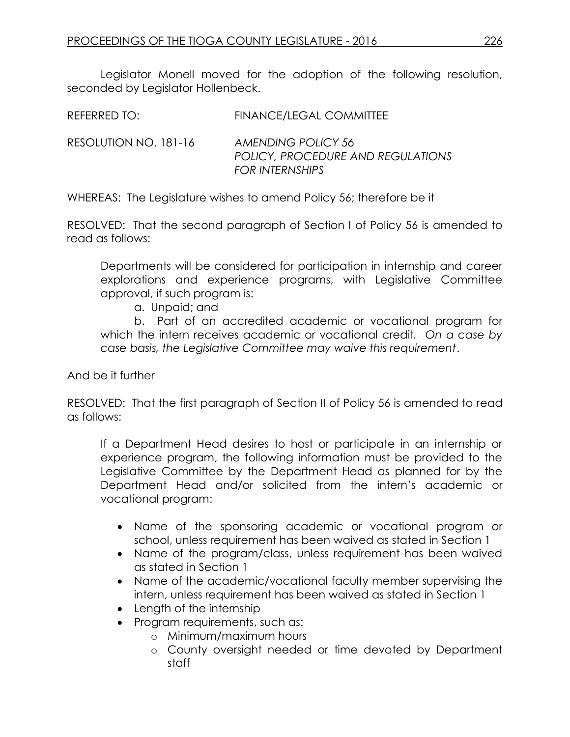Legislator Monell moved for the adoption of the following resolution, seconded by Legislator Hollenbeck.

REFERRED TO: FINANCE/LEGAL COMMITTEE

RESOLUTION NO. 181-16 *AMENDING POLICY 56*
*POLICY, PROCEDURE AND REGULATIONS FOR INTERNSHIPS*

WHEREAS: The Legislature wishes to amend Policy 56; therefore be it

RESOLVED: That the second paragraph of Section I of Policy 56 is amended to read as follows:

> Departments will be considered for participation in internship and career explorations and experience programs, with Legislative Committee approval, if such program is:
>
> a. Unpaid; and
>
> b. Part of an accredited academic or vocational program for which the intern receives academic or vocational credit. *On a case by case basis, the Legislative Committee may waive this requirement*.

And be it further

RESOLVED: That the first paragraph of Section II of Policy 56 is amended to read as follows:

> If a Department Head desires to host or participate in an internship or experience program, the following information must be provided to the Legislative Committee by the Department Head as planned for by the Department Head and/or solicited from the intern's academic or vocational program:
>
> - Name of the sponsoring academic or vocational program or school, unless requirement has been waived as stated in Section 1
> - Name of the program/class, unless requirement has been waived as stated in Section 1
> - Name of the academic/vocational faculty member supervising the intern, unless requirement has been waived as stated in Section 1
> - Length of the internship
> - Program requirements, such as:
>   - Minimum/maximum hours
>   - County oversight needed or time devoted by Department staff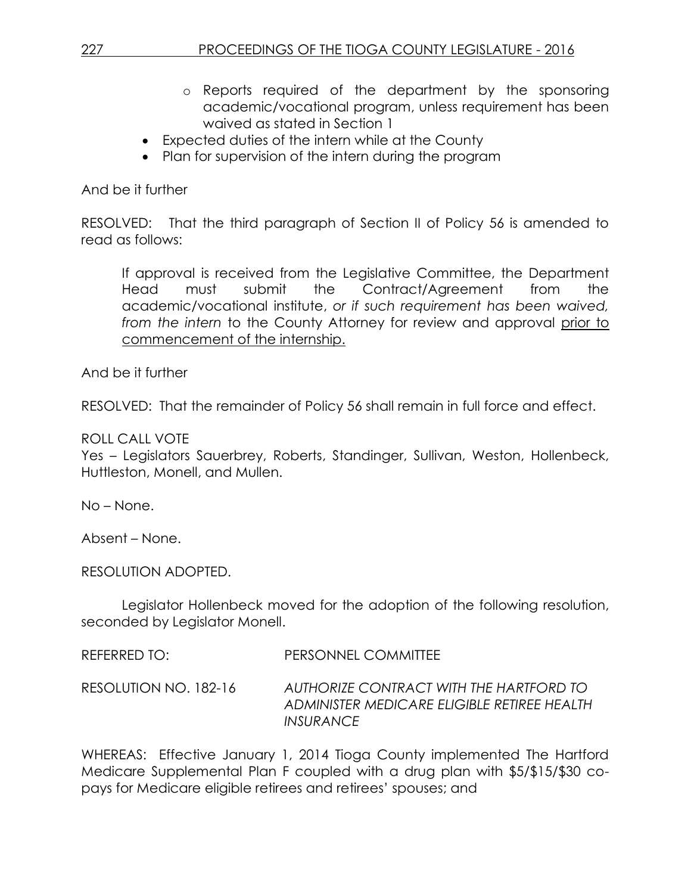- Reports required of the department by the sponsoring academic/vocational program, unless requirement has been waived as stated in Section 1
- Expected duties of the intern while at the County
- Plan for supervision of the intern during the program

And be it further

RESOLVED: That the third paragraph of Section II of Policy 56 is amended to read as follows:

> If approval is received from the Legislative Committee, the Department Head must submit the Contract/Agreement from the academic/vocational institute, *or if such requirement has been waived, from the intern* to the County Attorney for review and approval <u>prior to commencement of the internship.</u>

And be it further

RESOLVED: That the remainder of Policy 56 shall remain in full force and effect.

ROLL CALL VOTE
Yes – Legislators Sauerbrey, Roberts, Standinger, Sullivan, Weston, Hollenbeck, Huttleston, Monell, and Mullen.

No – None.

Absent – None.

RESOLUTION ADOPTED.

Legislator Hollenbeck moved for the adoption of the following resolution, seconded by Legislator Monell.

REFERRED TO: PERSONNEL COMMITTEE

RESOLUTION NO. 182-16 *AUTHORIZE CONTRACT WITH THE HARTFORD TO ADMINISTER MEDICARE ELIGIBLE RETIREE HEALTH INSURANCE*

WHEREAS: Effective January 1, 2014 Tioga County implemented The Hartford Medicare Supplemental Plan F coupled with a drug plan with $5/$15/$30 co-pays for Medicare eligible retirees and retirees' spouses; and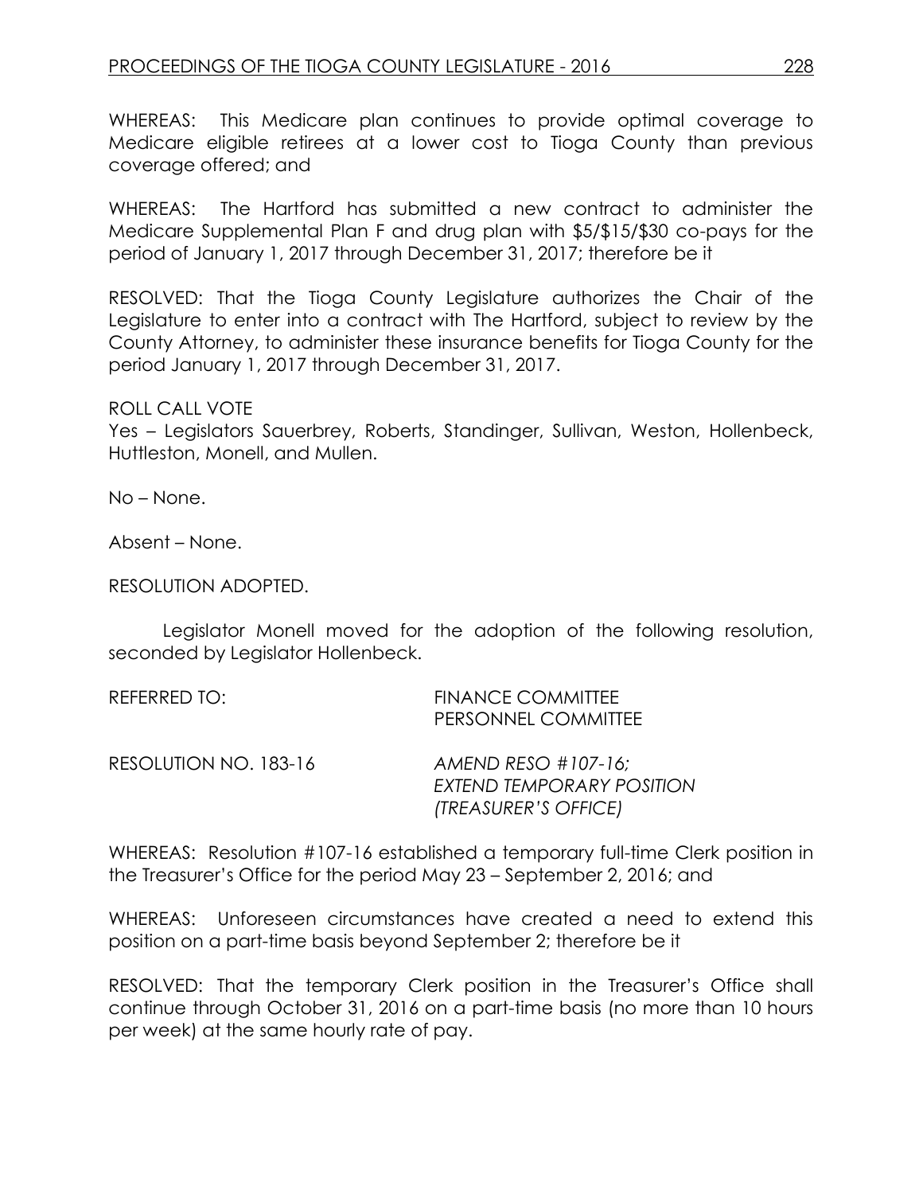WHEREAS: This Medicare plan continues to provide optimal coverage to Medicare eligible retirees at a lower cost to Tioga County than previous coverage offered; and

WHEREAS: The Hartford has submitted a new contract to administer the Medicare Supplemental Plan F and drug plan with $5/$15/$30 co-pays for the period of January 1, 2017 through December 31, 2017; therefore be it

RESOLVED: That the Tioga County Legislature authorizes the Chair of the Legislature to enter into a contract with The Hartford, subject to review by the County Attorney, to administer these insurance benefits for Tioga County for the period January 1, 2017 through December 31, 2017.

ROLL CALL VOTE
Yes – Legislators Sauerbrey, Roberts, Standinger, Sullivan, Weston, Hollenbeck, Huttleston, Monell, and Mullen.

No – None.

Absent – None.

RESOLUTION ADOPTED.

Legislator Monell moved for the adoption of the following resolution, seconded by Legislator Hollenbeck.

REFERRED TO: FINANCE COMMITTEE
PERSONNEL COMMITTEE

RESOLUTION NO. 183-16 *AMEND RESO #107-16; EXTEND TEMPORARY POSITION (TREASURER'S OFFICE)*

WHEREAS: Resolution #107-16 established a temporary full-time Clerk position in the Treasurer's Office for the period May 23 – September 2, 2016; and

WHEREAS: Unforeseen circumstances have created a need to extend this position on a part-time basis beyond September 2; therefore be it

RESOLVED: That the temporary Clerk position in the Treasurer's Office shall continue through October 31, 2016 on a part-time basis (no more than 10 hours per week) at the same hourly rate of pay.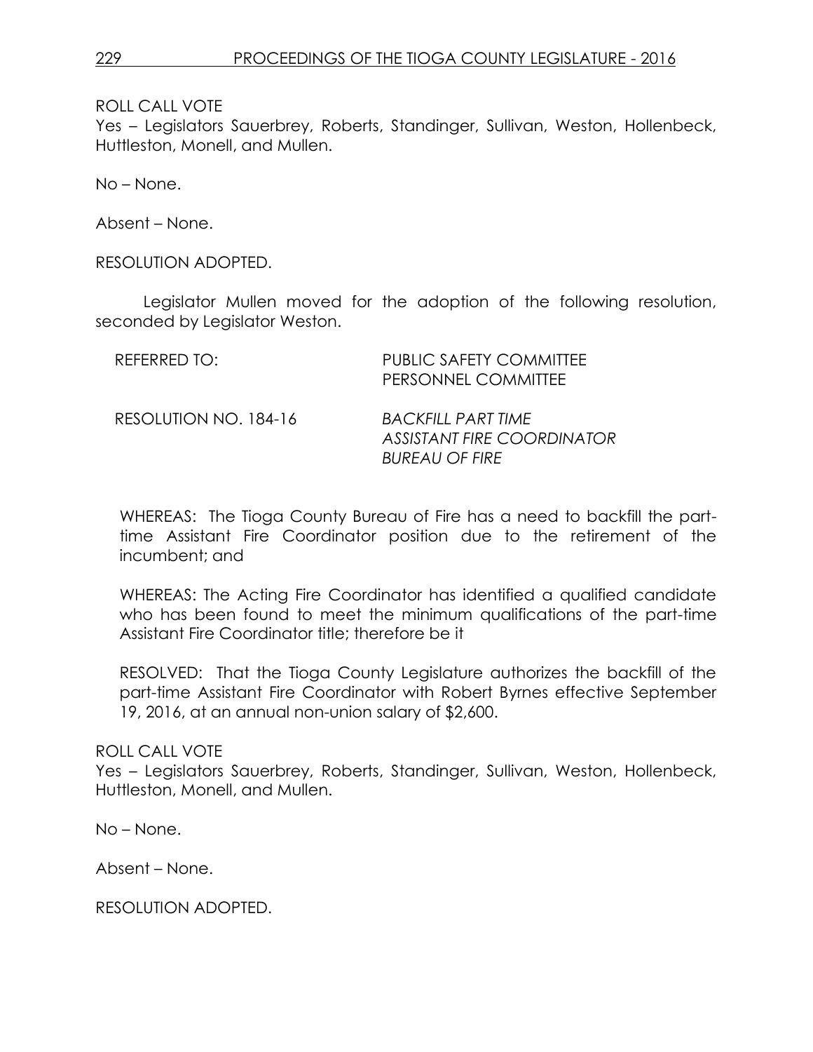ROLL CALL VOTE
Yes – Legislators Sauerbrey, Roberts, Standinger, Sullivan, Weston, Hollenbeck, Huttleston, Monell, and Mullen.

No – None.

Absent – None.

RESOLUTION ADOPTED.

Legislator Mullen moved for the adoption of the following resolution, seconded by Legislator Weston.

REFERRED TO: PUBLIC SAFETY COMMITTEE
PERSONNEL COMMITTEE

RESOLUTION NO. 184-16 *BACKFILL PART TIME ASSISTANT FIRE COORDINATOR BUREAU OF FIRE*

WHEREAS: The Tioga County Bureau of Fire has a need to backfill the part-time Assistant Fire Coordinator position due to the retirement of the incumbent; and

WHEREAS: The Acting Fire Coordinator has identified a qualified candidate who has been found to meet the minimum qualifications of the part-time Assistant Fire Coordinator title; therefore be it

RESOLVED: That the Tioga County Legislature authorizes the backfill of the part-time Assistant Fire Coordinator with Robert Byrnes effective September 19, 2016, at an annual non-union salary of $2,600.

ROLL CALL VOTE
Yes – Legislators Sauerbrey, Roberts, Standinger, Sullivan, Weston, Hollenbeck, Huttleston, Monell, and Mullen.

No – None.

Absent – None.

RESOLUTION ADOPTED.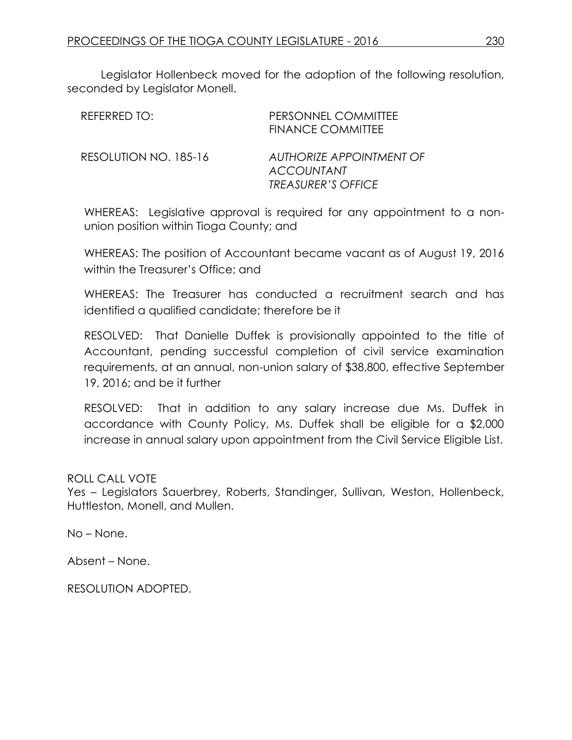Legislator Hollenbeck moved for the adoption of the following resolution, seconded by Legislator Monell.

| REFERRED TO: | PERSONNEL COMMITTEE<br>FINANCE COMMITTEE |
|---|---|
| RESOLUTION NO. 185-16 | *AUTHORIZE APPOINTMENT OF ACCOUNTANT TREASURER'S OFFICE* |

WHEREAS: Legislative approval is required for any appointment to a non-union position within Tioga County; and

WHEREAS: The position of Accountant became vacant as of August 19, 2016 within the Treasurer's Office; and

WHEREAS: The Treasurer has conducted a recruitment search and has identified a qualified candidate; therefore be it

RESOLVED: That Danielle Duffek is provisionally appointed to the title of Accountant, pending successful completion of civil service examination requirements, at an annual, non-union salary of $38,800, effective September 19, 2016; and be it further

RESOLVED: That in addition to any salary increase due Ms. Duffek in accordance with County Policy, Ms. Duffek shall be eligible for a $2,000 increase in annual salary upon appointment from the Civil Service Eligible List.

ROLL CALL VOTE
Yes – Legislators Sauerbrey, Roberts, Standinger, Sullivan, Weston, Hollenbeck, Huttleston, Monell, and Mullen.

No – None.

Absent – None.

RESOLUTION ADOPTED.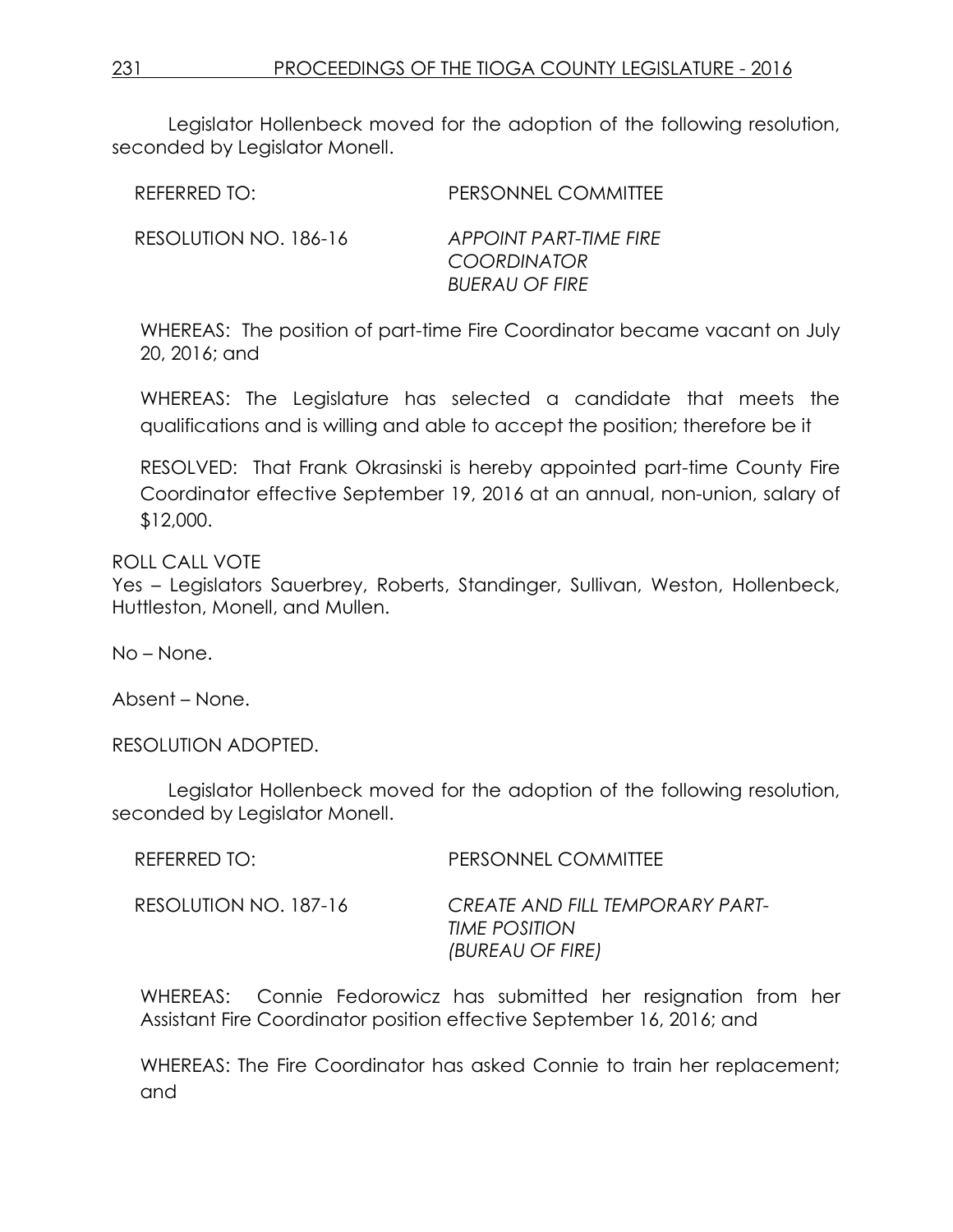Legislator Hollenbeck moved for the adoption of the following resolution, seconded by Legislator Monell.

REFERRED TO: PERSONNEL COMMITTEE

RESOLUTION NO. 186-16 *APPOINT PART-TIME FIRE COORDINATOR BUERAU OF FIRE*

WHEREAS: The position of part-time Fire Coordinator became vacant on July 20, 2016; and

WHEREAS: The Legislature has selected a candidate that meets the qualifications and is willing and able to accept the position; therefore be it

RESOLVED: That Frank Okrasinski is hereby appointed part-time County Fire Coordinator effective September 19, 2016 at an annual, non-union, salary of $12,000.

ROLL CALL VOTE
Yes – Legislators Sauerbrey, Roberts, Standinger, Sullivan, Weston, Hollenbeck, Huttleston, Monell, and Mullen.

No – None.

Absent – None.

RESOLUTION ADOPTED.

Legislator Hollenbeck moved for the adoption of the following resolution, seconded by Legislator Monell.

REFERRED TO: PERSONNEL COMMITTEE

RESOLUTION NO. 187-16 *CREATE AND FILL TEMPORARY PART-TIME POSITION (BUREAU OF FIRE)*

WHEREAS: Connie Fedorowicz has submitted her resignation from her Assistant Fire Coordinator position effective September 16, 2016; and

WHEREAS: The Fire Coordinator has asked Connie to train her replacement; and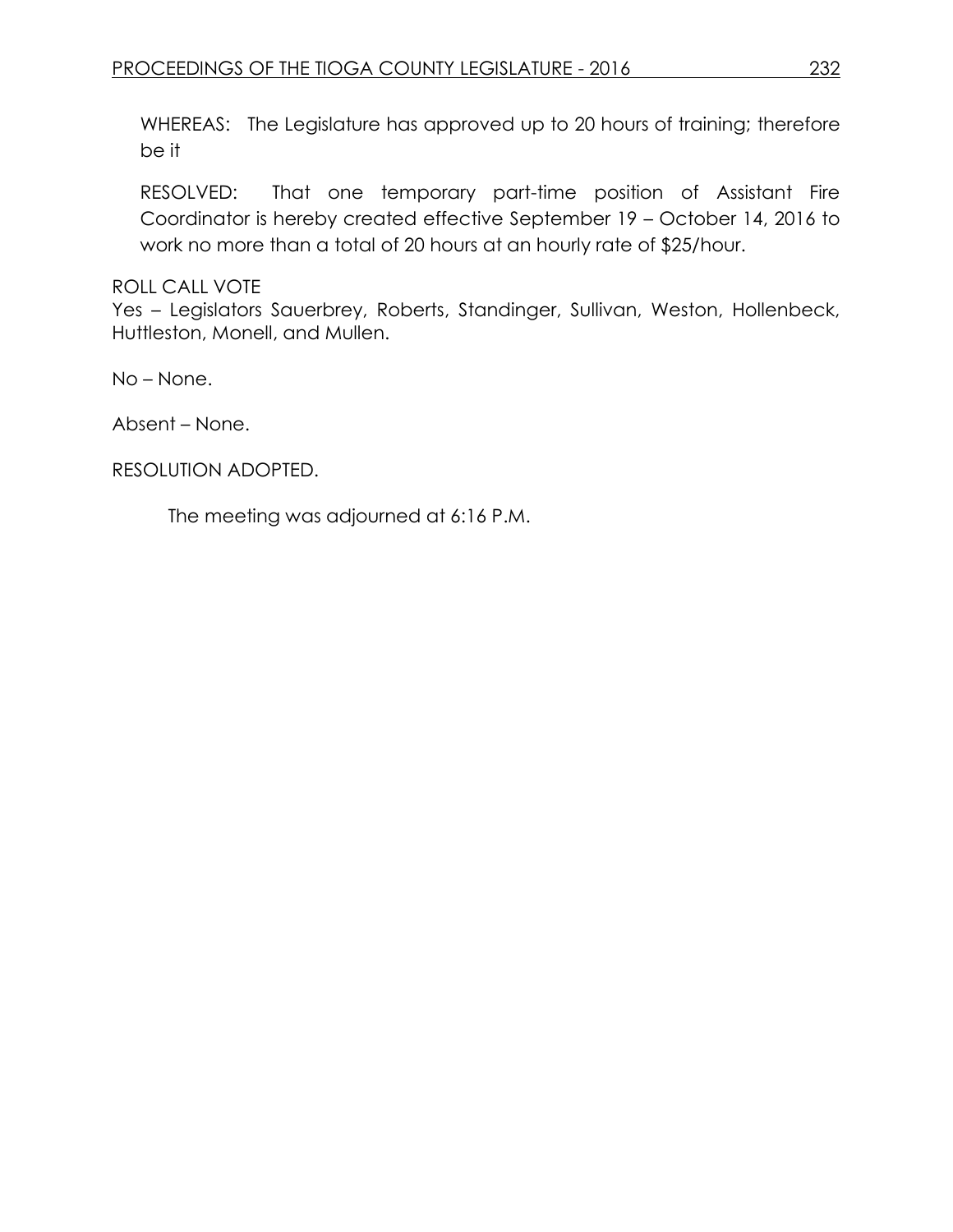WHEREAS: The Legislature has approved up to 20 hours of training; therefore be it

RESOLVED: That one temporary part-time position of Assistant Fire Coordinator is hereby created effective September 19 – October 14, 2016 to work no more than a total of 20 hours at an hourly rate of $25/hour.

ROLL CALL VOTE
Yes – Legislators Sauerbrey, Roberts, Standinger, Sullivan, Weston, Hollenbeck, Huttleston, Monell, and Mullen.

No – None.

Absent – None.

RESOLUTION ADOPTED.

The meeting was adjourned at 6:16 P.M.